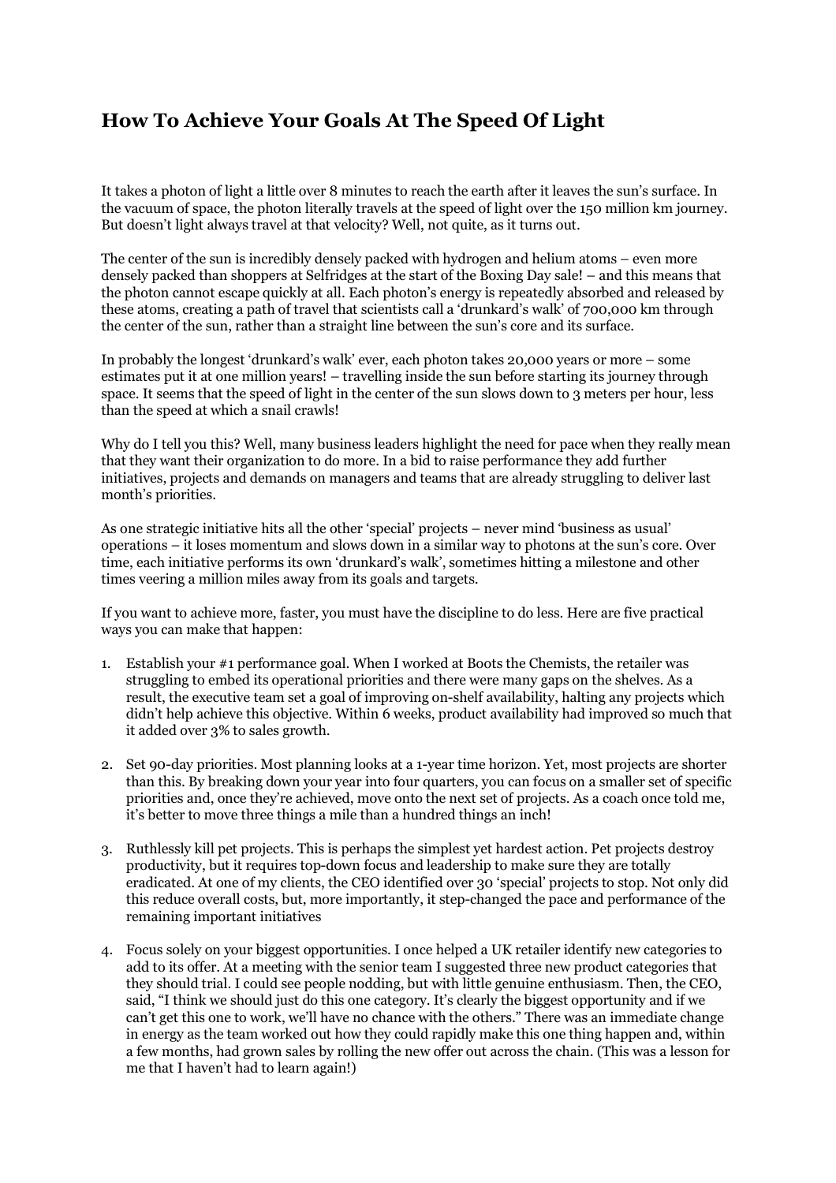# How To Achieve Your Goals At The Speed Of Light

It takes a photon of light a little over 8 minutes to reach the earth after it leaves the sun's surface. In the vacuum of space, the photon literally travels at the speed of light over the 150 million km journey. But doesn't light always travel at that velocity? Well, not quite, as it turns out.

The center of the sun is incredibly densely packed with hydrogen and helium atoms – even more densely packed than shoppers at Selfridges at the start of the Boxing Day sale! – and this means that the photon cannot escape quickly at all. Each photon's energy is repeatedly absorbed and released by these atoms, creating a path of travel that scientists call a 'drunkard's walk' of 700,000 km through the center of the sun, rather than a straight line between the sun's core and its surface.

In probably the longest 'drunkard's walk' ever, each photon takes 20,000 years or more – some estimates put it at one million years! – travelling inside the sun before starting its journey through space. It seems that the speed of light in the center of the sun slows down to 3 meters per hour, less than the speed at which a snail crawls!

Why do I tell you this? Well, many business leaders highlight the need for pace when they really mean that they want their organization to do more. In a bid to raise performance they add further initiatives, projects and demands on managers and teams that are already struggling to deliver last month's priorities.

As one strategic initiative hits all the other 'special' projects – never mind 'business as usual' operations – it loses momentum and slows down in a similar way to photons at the sun's core. Over time, each initiative performs its own 'drunkard's walk', sometimes hitting a milestone and other times veering a million miles away from its goals and targets.

If you want to achieve more, faster, you must have the discipline to do less. Here are five practical ways you can make that happen:

1. Establish your #1 performance goal. When I worked at Boots the Chemists, the retailer was struggling to embed its operational priorities and there were many gaps on the shelves. As a result, the executive team set a goal of improving on-shelf availability, halting any projects which didn't help achieve this objective. Within 6 weeks, product availability had improved so much that it added over 3% to sales growth.

2. Set 90-day priorities. Most planning looks at a 1-year time horizon. Yet, most projects are shorter than this. By breaking down your year into four quarters, you can focus on a smaller set of specific priorities and, once they're achieved, move onto the next set of projects. As a coach once told me, it's better to move three things a mile than a hundred things an inch!

3. Ruthlessly kill pet projects. This is perhaps the simplest yet hardest action. Pet projects destroy productivity, but it requires top-down focus and leadership to make sure they are totally eradicated. At one of my clients, the CEO identified over 30 'special' projects to stop. Not only did this reduce overall costs, but, more importantly, it step-changed the pace and performance of the remaining important initiatives

4. Focus solely on your biggest opportunities. I once helped a UK retailer identify new categories to add to its offer. At a meeting with the senior team I suggested three new product categories that they should trial. I could see people nodding, but with little genuine enthusiasm. Then, the CEO, said, "I think we should just do this one category. It's clearly the biggest opportunity and if we can't get this one to work, we'll have no chance with the others." There was an immediate change in energy as the team worked out how they could rapidly make this one thing happen and, within a few months, had grown sales by rolling the new offer out across the chain. (This was a lesson for me that I haven't had to learn again!)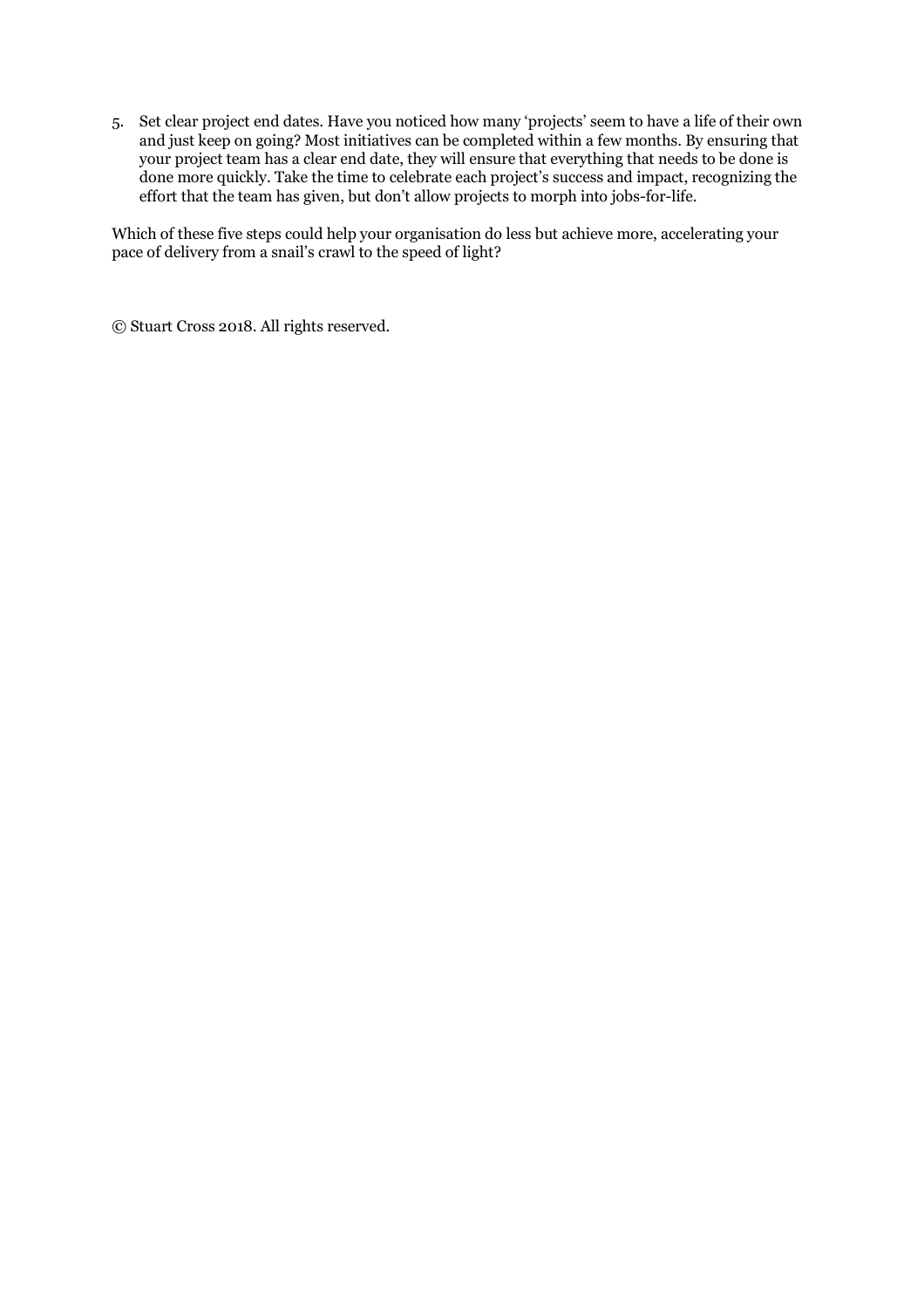5. Set clear project end dates. Have you noticed how many 'projects' seem to have a life of their own and just keep on going? Most initiatives can be completed within a few months. By ensuring that your project team has a clear end date, they will ensure that everything that needs to be done is done more quickly. Take the time to celebrate each project's success and impact, recognizing the effort that the team has given, but don't allow projects to morph into jobs-for-life.

Which of these five steps could help your organisation do less but achieve more, accelerating your pace of delivery from a snail's crawl to the speed of light?

© Stuart Cross 2018. All rights reserved.